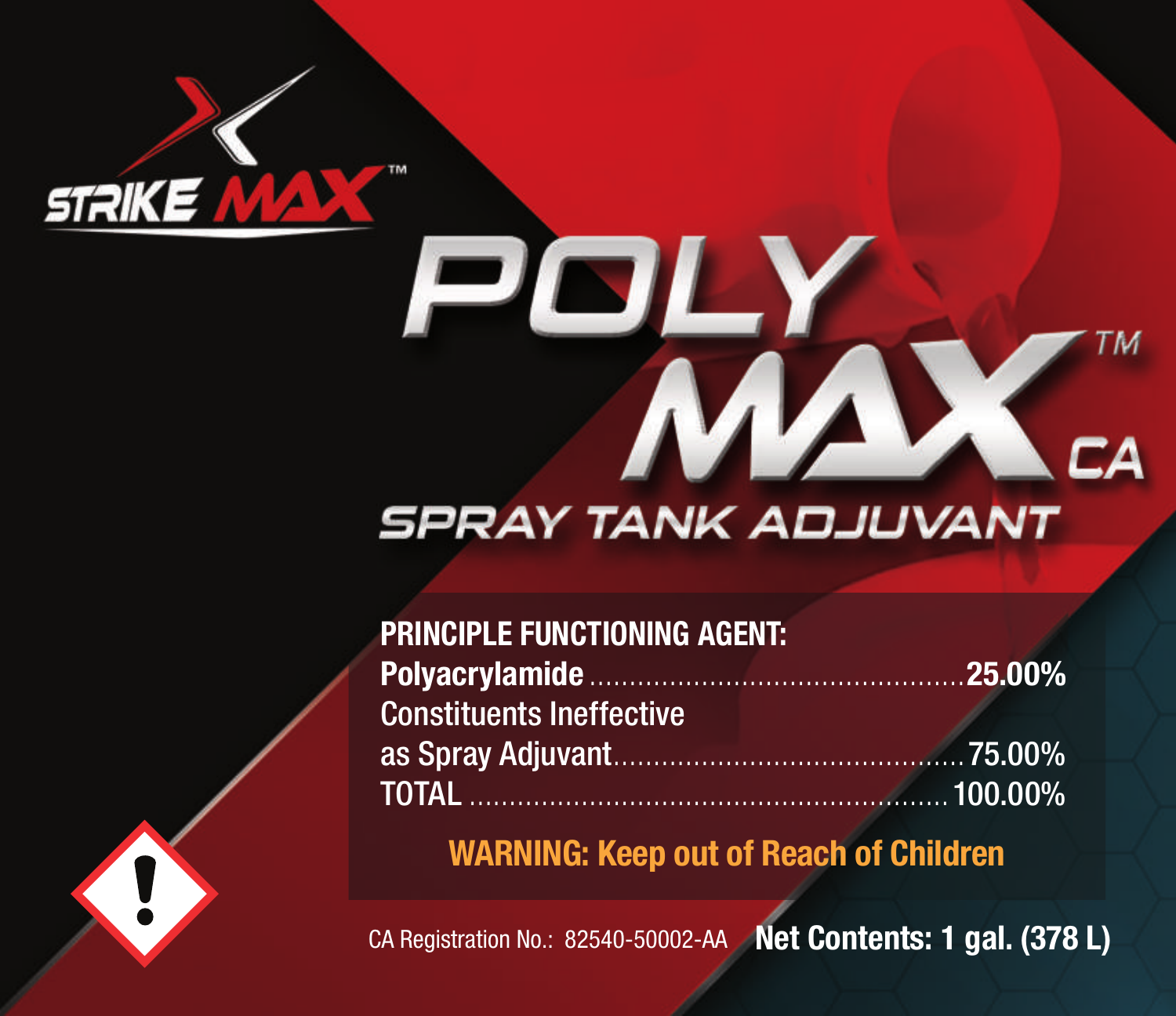STRIKE MAX™

# POLY MAX™ CA

## SPRAY TANK ADJUVANT

**PRINCIPLE FUNCTIONING AGENT:**

| | |
|---|---|
| **Polyacrylamide** | **25.00%** |
| Constituents Ineffective as Spray Adjuvant | 75.00% |
| TOTAL | 100.00% |

**WARNING: Keep out of Reach of Children**

CA Registration No.: 82540-50002-AA **Net Contents: 1 gal. (378 L)**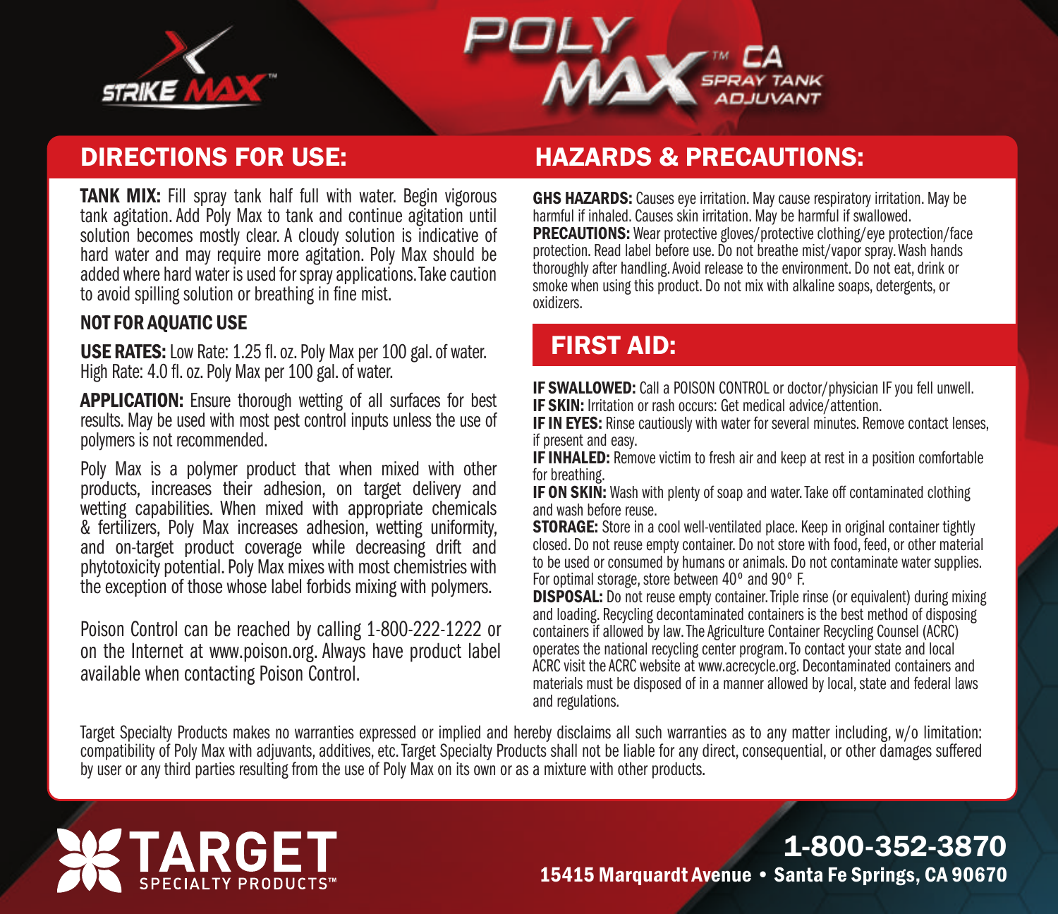STRIKE MAX™

# POLY MAX™ CA
SPRAY TANK ADJUVANT

## DIRECTIONS FOR USE:

**TANK MIX:** Fill spray tank half full with water. Begin vigorous tank agitation. Add Poly Max to tank and continue agitation until solution becomes mostly clear. A cloudy solution is indicative of hard water and may require more agitation. Poly Max should be added where hard water is used for spray applications. Take caution to avoid spilling solution or breathing in fine mist.

**NOT FOR AQUATIC USE**

**USE RATES:** Low Rate: 1.25 fl. oz. Poly Max per 100 gal. of water. High Rate: 4.0 fl. oz. Poly Max per 100 gal. of water.

**APPLICATION:** Ensure thorough wetting of all surfaces for best results. May be used with most pest control inputs unless the use of polymers is not recommended.

Poly Max is a polymer product that when mixed with other products, increases their adhesion, on target delivery and wetting capabilities. When mixed with appropriate chemicals & fertilizers, Poly Max increases adhesion, wetting uniformity, and on-target product coverage while decreasing drift and phytotoxicity potential. Poly Max mixes with most chemistries with the exception of those whose label forbids mixing with polymers.

Poison Control can be reached by calling 1-800-222-1222 or on the Internet at www.poison.org. Always have product label available when contacting Poison Control.

## HAZARDS & PRECAUTIONS:

**GHS HAZARDS:** Causes eye irritation. May cause respiratory irritation. May be harmful if inhaled. Causes skin irritation. May be harmful if swallowed.
**PRECAUTIONS:** Wear protective gloves/protective clothing/eye protection/face protection. Read label before use. Do not breathe mist/vapor spray. Wash hands thoroughly after handling. Avoid release to the environment. Do not eat, drink or smoke when using this product. Do not mix with alkaline soaps, detergents, or oxidizers.

## FIRST AID:

**IF SWALLOWED:** Call a POISON CONTROL or doctor/physician IF you fell unwell.
**IF SKIN:** Irritation or rash occurs: Get medical advice/attention.
**IF IN EYES:** Rinse cautiously with water for several minutes. Remove contact lenses, if present and easy.
**IF INHALED:** Remove victim to fresh air and keep at rest in a position comfortable for breathing.
**IF ON SKIN:** Wash with plenty of soap and water. Take off contaminated clothing and wash before reuse.
**STORAGE:** Store in a cool well-ventilated place. Keep in original container tightly closed. Do not reuse empty container. Do not store with food, feed, or other material to be used or consumed by humans or animals. Do not contaminate water supplies. For optimal storage, store between 40° and 90° F.
**DISPOSAL:** Do not reuse empty container. Triple rinse (or equivalent) during mixing and loading. Recycling decontaminated containers is the best method of disposing containers if allowed by law. The Agriculture Container Recycling Counsel (ACRC) operates the national recycling center program. To contact your state and local ACRC visit the ACRC website at www.acrecycle.org. Decontaminated containers and materials must be disposed of in a manner allowed by local, state and federal laws and regulations.

Target Specialty Products makes no warranties expressed or implied and hereby disclaims all such warranties as to any matter including, w/o limitation: compatibility of Poly Max with adjuvants, additives, etc. Target Specialty Products shall not be liable for any direct, consequential, or other damages suffered by user or any third parties resulting from the use of Poly Max on its own or as a mixture with other products.

TARGET SPECIALTY PRODUCTS™

**1-800-352-3870**
**15415 Marquardt Avenue • Santa Fe Springs, CA 90670**